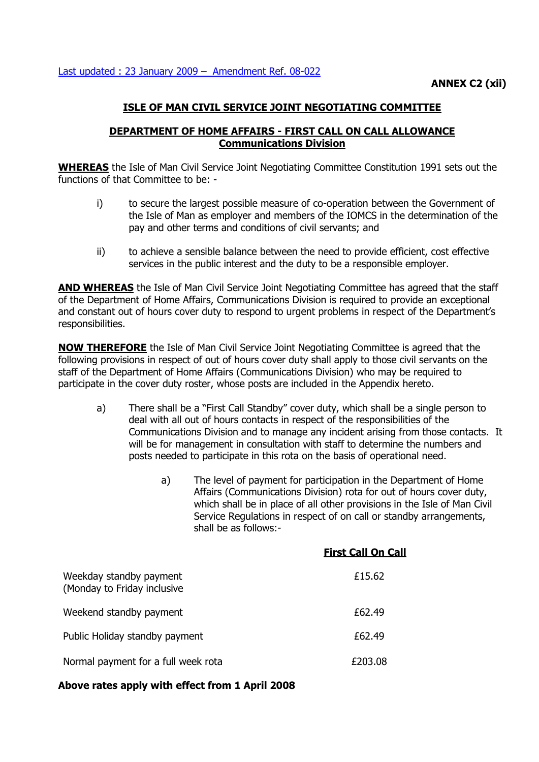Last updated : 23 January 2009 – Amendment Ref. 08-022

**ANNEX C2 (xii)**

## ISLE OF MAN CIVIL SERVICE JOINT NEGOTIATING COMMITTEE

## DEPARTMENT OF HOME AFFAIRS - FIRST CALL ON CALL ALLOWANCE
### Communications Division

**WHEREAS** the Isle of Man Civil Service Joint Negotiating Committee Constitution 1991 sets out the functions of that Committee to be: -

i) to secure the largest possible measure of co-operation between the Government of the Isle of Man as employer and members of the IOMCS in the determination of the pay and other terms and conditions of civil servants; and

ii) to achieve a sensible balance between the need to provide efficient, cost effective services in the public interest and the duty to be a responsible employer.

**AND WHEREAS** the Isle of Man Civil Service Joint Negotiating Committee has agreed that the staff of the Department of Home Affairs, Communications Division is required to provide an exceptional and constant out of hours cover duty to respond to urgent problems in respect of the Department's responsibilities.

**NOW THEREFORE** the Isle of Man Civil Service Joint Negotiating Committee is agreed that the following provisions in respect of out of hours cover duty shall apply to those civil servants on the staff of the Department of Home Affairs (Communications Division) who may be required to participate in the cover duty roster, whose posts are included in the Appendix hereto.

a) There shall be a "First Call Standby" cover duty, which shall be a single person to deal with all out of hours contacts in respect of the responsibilities of the Communications Division and to manage any incident arising from those contacts. It will be for management in consultation with staff to determine the numbers and posts needed to participate in this rota on the basis of operational need.

   a) The level of payment for participation in the Department of Home Affairs (Communications Division) rota for out of hours cover duty, which shall be in place of all other provisions in the Isle of Man Civil Service Regulations in respect of on call or standby arrangements, shall be as follows:-

| | **First Call On Call** |
|---|---|
| Weekday standby payment (Monday to Friday inclusive | £15.62 |
| Weekend standby payment | £62.49 |
| Public Holiday standby payment | £62.49 |
| Normal payment for a full week rota | £203.08 |

**Above rates apply with effect from 1 April 2008**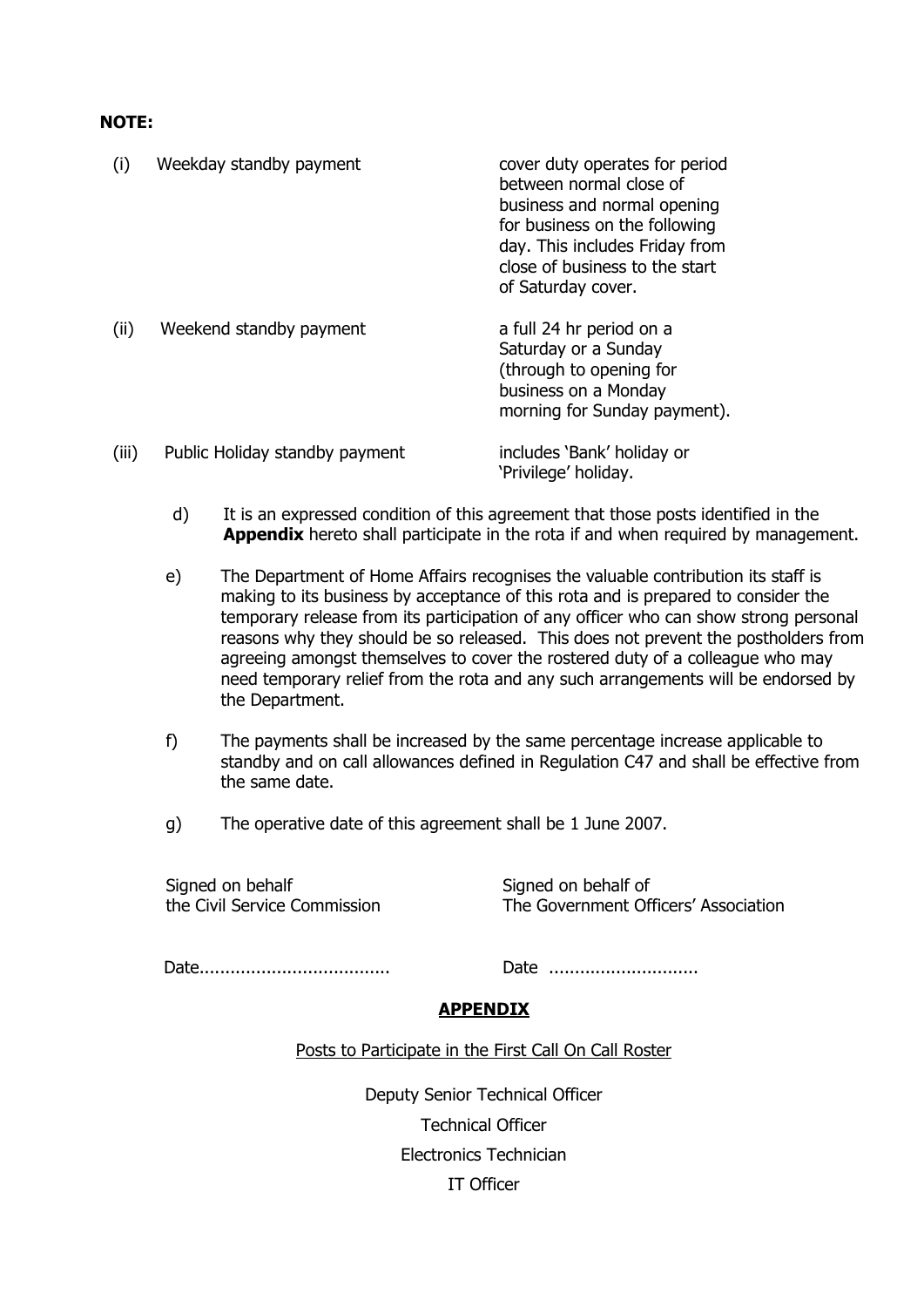**NOTE:**

| | | |
|---|---|---|
| (i) | Weekday standby payment | cover duty operates for period between normal close of business and normal opening for business on the following day. This includes Friday from close of business to the start of Saturday cover. |
| (ii) | Weekend standby payment | a full 24 hr period on a Saturday or a Sunday (through to opening for business on a Monday morning for Sunday payment). |
| (iii) | Public Holiday standby payment | includes 'Bank' holiday or 'Privilege' holiday. |

d) It is an expressed condition of this agreement that those posts identified in the **Appendix** hereto shall participate in the rota if and when required by management.

e) The Department of Home Affairs recognises the valuable contribution its staff is making to its business by acceptance of this rota and is prepared to consider the temporary release from its participation of any officer who can show strong personal reasons why they should be so released. This does not prevent the postholders from agreeing amongst themselves to cover the rostered duty of a colleague who may need temporary relief from the rota and any such arrangements will be endorsed by the Department.

f) The payments shall be increased by the same percentage increase applicable to standby and on call allowances defined in Regulation C47 and shall be effective from the same date.

g) The operative date of this agreement shall be 1 June 2007.

| | |
|---|---|
| Signed on behalf the Civil Service Commission | Signed on behalf of The Government Officers' Association |
| Date.................................... | Date ............................ |

## APPENDIX

Posts to Participate in the First Call On Call Roster

Deputy Senior Technical Officer

Technical Officer

Electronics Technician

IT Officer